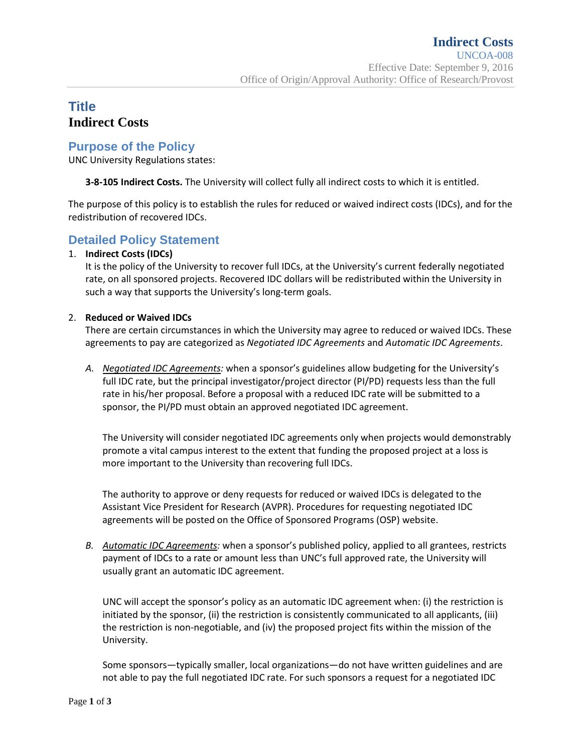# Indirect Costs

UNCOA-008

Effective Date: September 9, 2016

Office of Origin/Approval Authority: Office of Research/Provost

## Title

**Indirect Costs**

## Purpose of the Policy

UNC University Regulations states:

> **3-8-105 Indirect Costs.** The University will collect fully all indirect costs to which it is entitled.

The purpose of this policy is to establish the rules for reduced or waived indirect costs (IDCs), and for the redistribution of recovered IDCs.

## Detailed Policy Statement

1. **Indirect Costs (IDCs)**

   It is the policy of the University to recover full IDCs, at the University's current federally negotiated rate, on all sponsored projects. Recovered IDC dollars will be redistributed within the University in such a way that supports the University's long-term goals.

2. **Reduced or Waived IDCs**

   There are certain circumstances in which the University may agree to reduced or waived IDCs. These agreements to pay are categorized as *Negotiated IDC Agreements* and *Automatic IDC Agreements*.

   *A.* *Negotiated IDC Agreements:* when a sponsor's guidelines allow budgeting for the University's full IDC rate, but the principal investigator/project director (PI/PD) requests less than the full rate in his/her proposal. Before a proposal with a reduced IDC rate will be submitted to a sponsor, the PI/PD must obtain an approved negotiated IDC agreement.

   The University will consider negotiated IDC agreements only when projects would demonstrably promote a vital campus interest to the extent that funding the proposed project at a loss is more important to the University than recovering full IDCs.

   The authority to approve or deny requests for reduced or waived IDCs is delegated to the Assistant Vice President for Research (AVPR). Procedures for requesting negotiated IDC agreements will be posted on the Office of Sponsored Programs (OSP) website.

   *B.* *Automatic IDC Agreements:* when a sponsor's published policy, applied to all grantees, restricts payment of IDCs to a rate or amount less than UNC's full approved rate, the University will usually grant an automatic IDC agreement.

   UNC will accept the sponsor's policy as an automatic IDC agreement when: (i) the restriction is initiated by the sponsor, (ii) the restriction is consistently communicated to all applicants, (iii) the restriction is non-negotiable, and (iv) the proposed project fits within the mission of the University.

   Some sponsors—typically smaller, local organizations—do not have written guidelines and are not able to pay the full negotiated IDC rate. For such sponsors a request for a negotiated IDC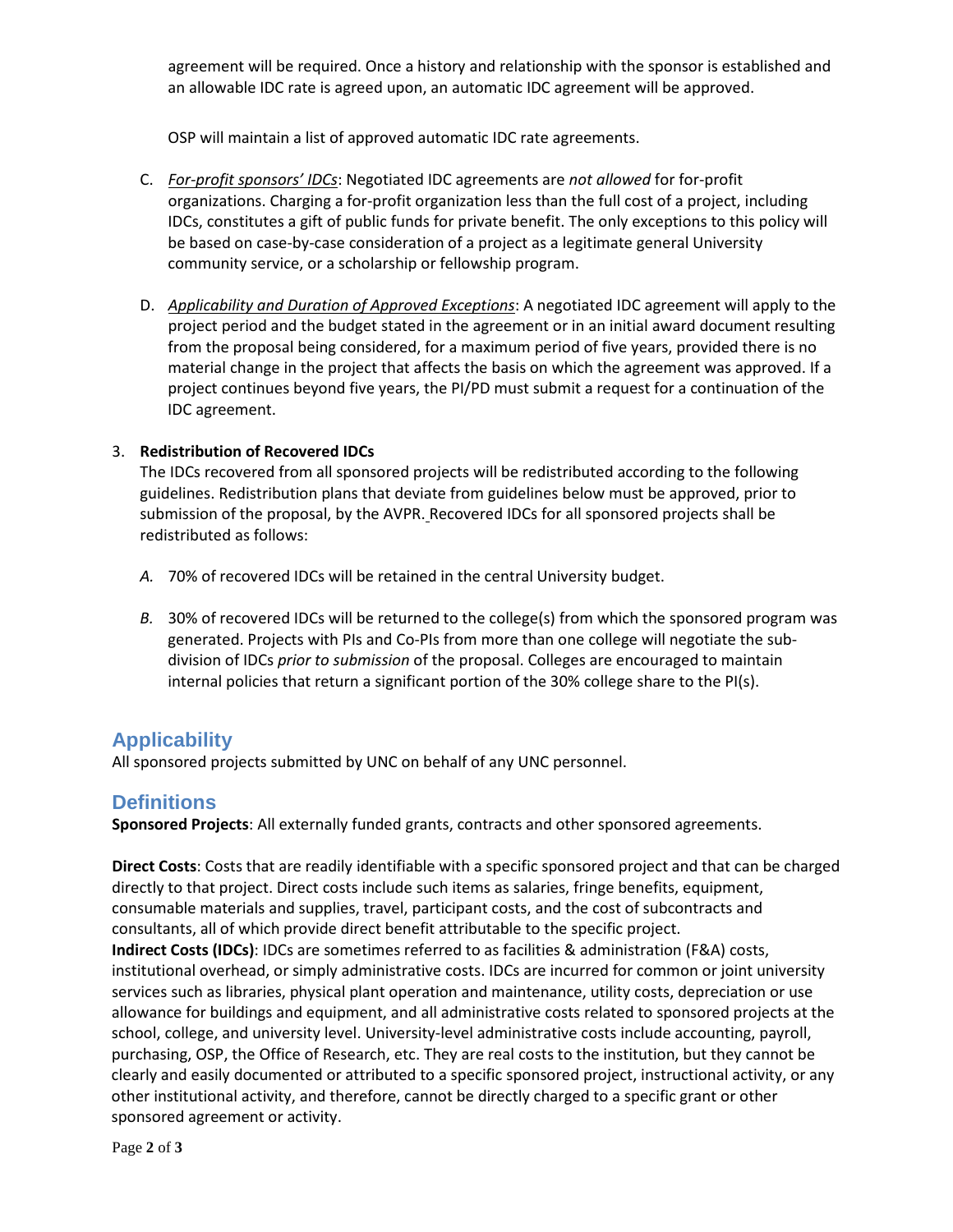agreement will be required. Once a history and relationship with the sponsor is established and an allowable IDC rate is agreed upon, an automatic IDC agreement will be approved.

OSP will maintain a list of approved automatic IDC rate agreements.

C. *For-profit sponsors' IDCs*: Negotiated IDC agreements are *not allowed* for for-profit organizations. Charging a for-profit organization less than the full cost of a project, including IDCs, constitutes a gift of public funds for private benefit. The only exceptions to this policy will be based on case-by-case consideration of a project as a legitimate general University community service, or a scholarship or fellowship program.

D. *Applicability and Duration of Approved Exceptions*: A negotiated IDC agreement will apply to the project period and the budget stated in the agreement or in an initial award document resulting from the proposal being considered, for a maximum period of five years, provided there is no material change in the project that affects the basis on which the agreement was approved. If a project continues beyond five years, the PI/PD must submit a request for a continuation of the IDC agreement.

3. **Redistribution of Recovered IDCs**
   The IDCs recovered from all sponsored projects will be redistributed according to the following guidelines. Redistribution plans that deviate from guidelines below must be approved, prior to submission of the proposal, by the AVPR. Recovered IDCs for all sponsored projects shall be redistributed as follows:

   *A.* 70% of recovered IDCs will be retained in the central University budget.

   *B.* 30% of recovered IDCs will be returned to the college(s) from which the sponsored program was generated. Projects with PIs and Co-PIs from more than one college will negotiate the sub-division of IDCs *prior to submission* of the proposal. Colleges are encouraged to maintain internal policies that return a significant portion of the 30% college share to the PI(s).

## Applicability

All sponsored projects submitted by UNC on behalf of any UNC personnel.

## Definitions

**Sponsored Projects**: All externally funded grants, contracts and other sponsored agreements.

**Direct Costs**: Costs that are readily identifiable with a specific sponsored project and that can be charged directly to that project. Direct costs include such items as salaries, fringe benefits, equipment, consumable materials and supplies, travel, participant costs, and the cost of subcontracts and consultants, all of which provide direct benefit attributable to the specific project.

**Indirect Costs (IDCs)**: IDCs are sometimes referred to as facilities & administration (F&A) costs, institutional overhead, or simply administrative costs. IDCs are incurred for common or joint university services such as libraries, physical plant operation and maintenance, utility costs, depreciation or use allowance for buildings and equipment, and all administrative costs related to sponsored projects at the school, college, and university level. University-level administrative costs include accounting, payroll, purchasing, OSP, the Office of Research, etc. They are real costs to the institution, but they cannot be clearly and easily documented or attributed to a specific sponsored project, instructional activity, or any other institutional activity, and therefore, cannot be directly charged to a specific grant or other sponsored agreement or activity.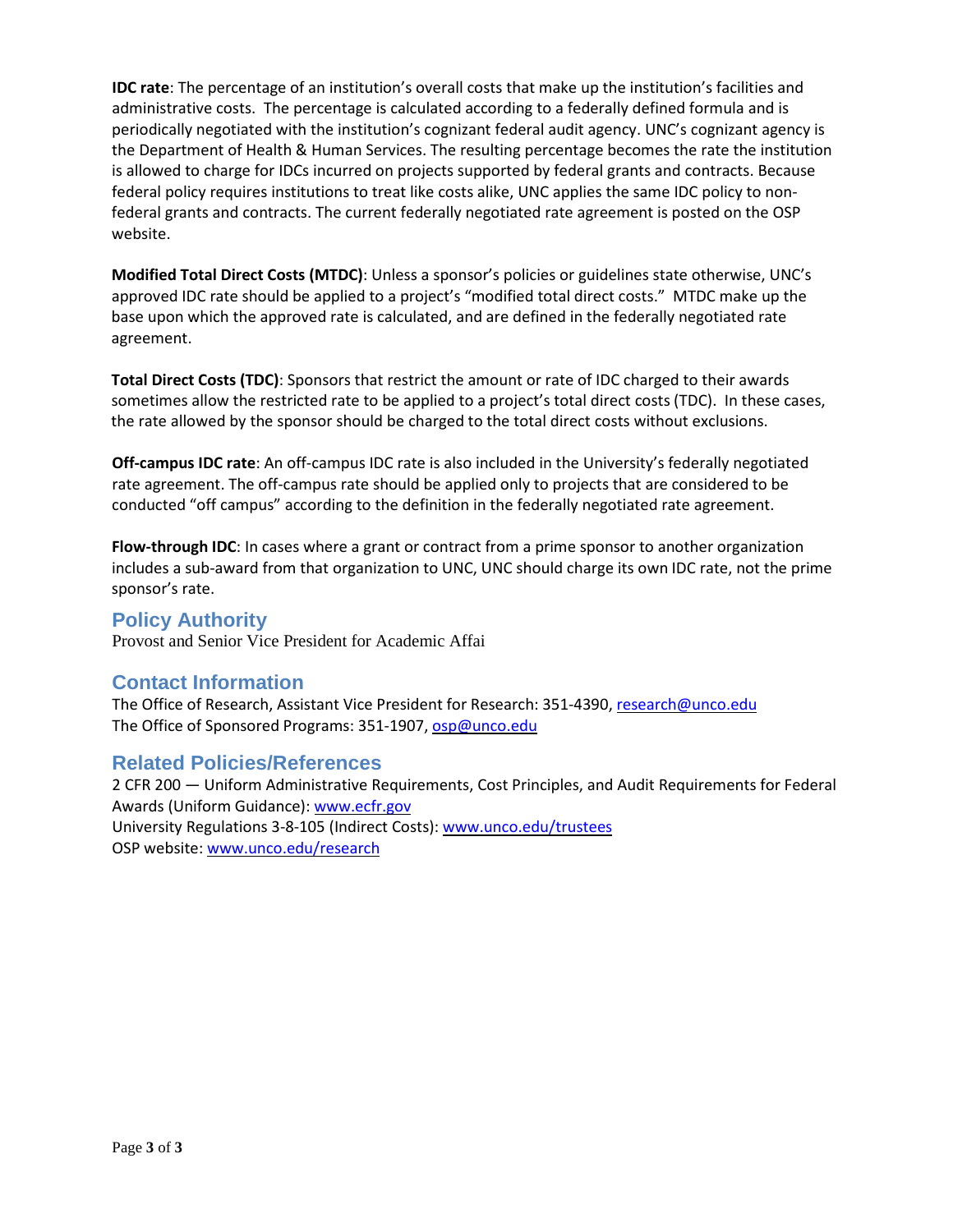**IDC rate**: The percentage of an institution's overall costs that make up the institution's facilities and administrative costs. The percentage is calculated according to a federally defined formula and is periodically negotiated with the institution's cognizant federal audit agency. UNC's cognizant agency is the Department of Health & Human Services. The resulting percentage becomes the rate the institution is allowed to charge for IDCs incurred on projects supported by federal grants and contracts. Because federal policy requires institutions to treat like costs alike, UNC applies the same IDC policy to non-federal grants and contracts. The current federally negotiated rate agreement is posted on the OSP website.

**Modified Total Direct Costs (MTDC)**: Unless a sponsor's policies or guidelines state otherwise, UNC's approved IDC rate should be applied to a project's "modified total direct costs." MTDC make up the base upon which the approved rate is calculated, and are defined in the federally negotiated rate agreement.

**Total Direct Costs (TDC)**: Sponsors that restrict the amount or rate of IDC charged to their awards sometimes allow the restricted rate to be applied to a project's total direct costs (TDC). In these cases, the rate allowed by the sponsor should be charged to the total direct costs without exclusions.

**Off-campus IDC rate**: An off-campus IDC rate is also included in the University's federally negotiated rate agreement. The off-campus rate should be applied only to projects that are considered to be conducted "off campus" according to the definition in the federally negotiated rate agreement.

**Flow-through IDC**: In cases where a grant or contract from a prime sponsor to another organization includes a sub-award from that organization to UNC, UNC should charge its own IDC rate, not the prime sponsor's rate.

## Policy Authority

Provost and Senior Vice President for Academic Affai

## Contact Information

The Office of Research, Assistant Vice President for Research: 351-4390, research@unco.edu
The Office of Sponsored Programs: 351-1907, osp@unco.edu

## Related Policies/References

2 CFR 200 — Uniform Administrative Requirements, Cost Principles, and Audit Requirements for Federal Awards (Uniform Guidance): www.ecfr.gov
University Regulations 3-8-105 (Indirect Costs): www.unco.edu/trustees
OSP website: www.unco.edu/research